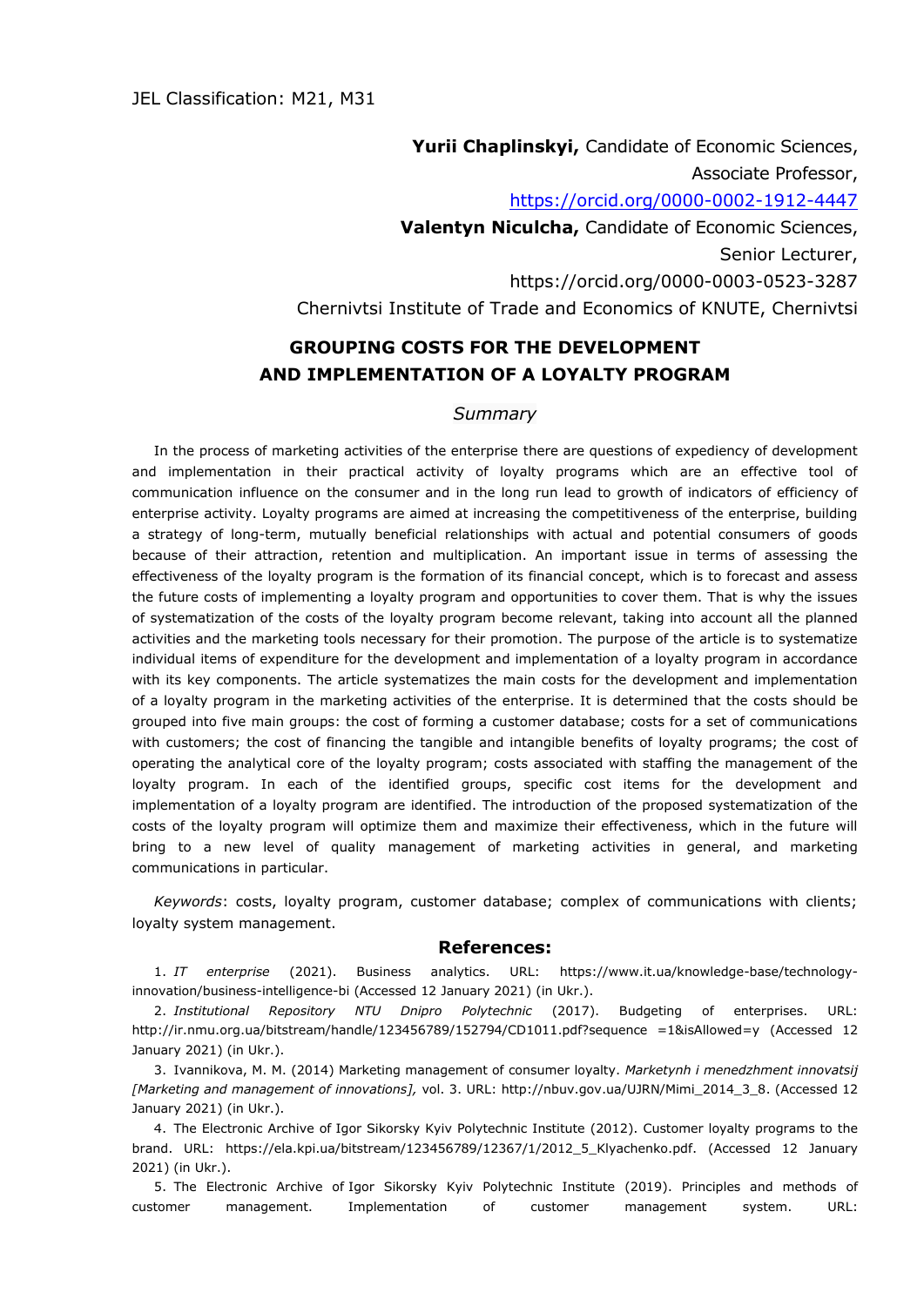JEL Classification: M21, M31

**Yurii Chaplinskyi,** Candidate of Economic Sciences,
Associate Professor,
https://orcid.org/0000-0002-1912-4447

**Valentyn Niculcha,** Candidate of Economic Sciences,
Senior Lecturer,
https://orcid.org/0000-0003-0523-3287

Chernivtsi Institute of Trade and Economics of KNUTE, Chernivtsi

# GROUPING COSTS FOR THE DEVELOPMENT AND IMPLEMENTATION OF A LOYALTY PROGRAM

## *Summary*

In the process of marketing activities of the enterprise there are questions of expediency of development and implementation in their practical activity of loyalty programs which are an effective tool of communication influence on the consumer and in the long run lead to growth of indicators of efficiency of enterprise activity. Loyalty programs are aimed at increasing the competitiveness of the enterprise, building a strategy of long-term, mutually beneficial relationships with actual and potential consumers of goods because of their attraction, retention and multiplication. An important issue in terms of assessing the effectiveness of the loyalty program is the formation of its financial concept, which is to forecast and assess the future costs of implementing a loyalty program and opportunities to cover them. That is why the issues of systematization of the costs of the loyalty program become relevant, taking into account all the planned activities and the marketing tools necessary for their promotion. The purpose of the article is to systematize individual items of expenditure for the development and implementation of a loyalty program in accordance with its key components. The article systematizes the main costs for the development and implementation of a loyalty program in the marketing activities of the enterprise. It is determined that the costs should be grouped into five main groups: the cost of forming a customer database; costs for a set of communications with customers; the cost of financing the tangible and intangible benefits of loyalty programs; the cost of operating the analytical core of the loyalty program; costs associated with staffing the management of the loyalty program. In each of the identified groups, specific cost items for the development and implementation of a loyalty program are identified. The introduction of the proposed systematization of the costs of the loyalty program will optimize them and maximize their effectiveness, which in the future will bring to a new level of quality management of marketing activities in general, and marketing communications in particular.

*Keywords*: costs, loyalty program, customer database; complex of communications with clients; loyalty system management.

## References:

1. *IT enterprise* (2021). Business analytics. URL: https://www.it.ua/knowledge-base/technology-innovation/business-intelligence-bi (Accessed 12 January 2021) (in Ukr.).

2. *Institutional Repository NTU Dnipro Polytechnic* (2017). Budgeting of enterprises. URL: http://ir.nmu.org.ua/bitstream/handle/123456789/152794/CD1011.pdf?sequence =1&isAllowed=y (Accessed 12 January 2021) (in Ukr.).

3. Ivannikova, M. M. (2014) Marketing management of consumer loyalty. *Marketynh i menedzhment innovatsij [Marketing and management of innovations],* vol. 3. URL: http://nbuv.gov.ua/UJRN/Mimi_2014_3_8. (Accessed 12 January 2021) (in Ukr.).

4. The Electronic Archive of Igor Sikorsky Kyiv Polytechnic Institute (2012). Customer loyalty programs to the brand. URL: https://ela.kpi.ua/bitstream/123456789/12367/1/2012_5_Klyachenko.pdf. (Accessed 12 January 2021) (in Ukr.).

5. The Electronic Archive of Igor Sikorsky Kyiv Polytechnic Institute (2019). Principles and methods of customer management. Implementation of customer management system. URL: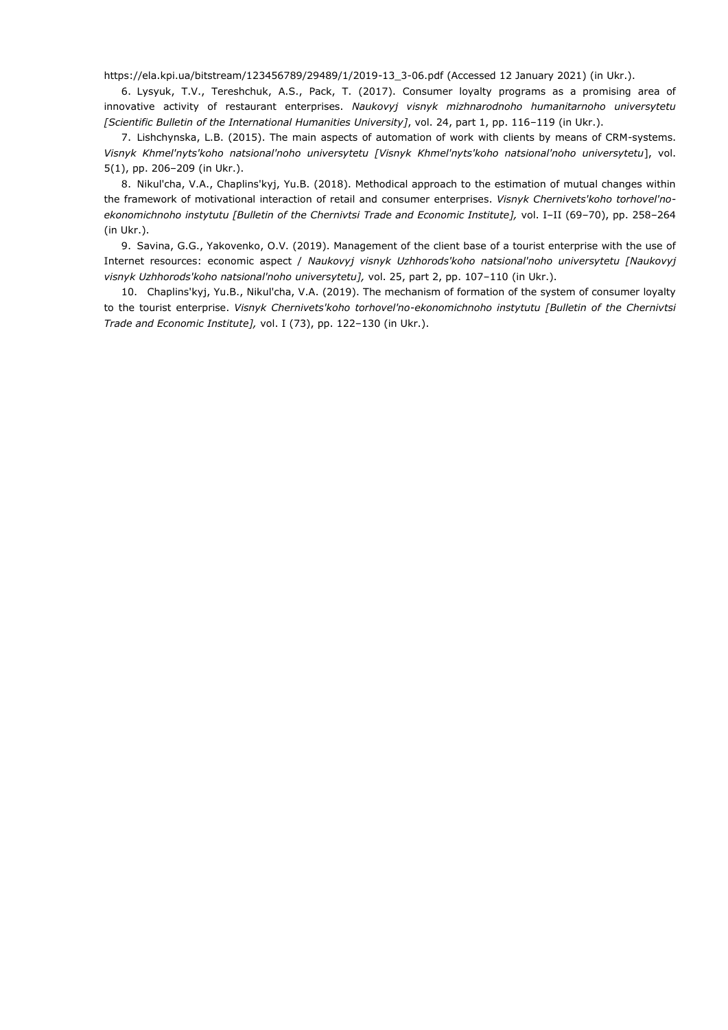https://ela.kpi.ua/bitstream/123456789/29489/1/2019-13_3-06.pdf (Accessed 12 January 2021) (in Ukr.).

6. Lysyuk, T.V., Tereshchuk, A.S., Pack, T. (2017). Consumer loyalty programs as a promising area of innovative activity of restaurant enterprises. *Naukovyj visnyk mizhnarodnoho humanitarnoho universytetu [Scientific Bulletin of the International Humanities University]*, vol. 24, part 1, pp. 116–119 (in Ukr.).

7. Lishchynska, L.B. (2015). The main aspects of automation of work with clients by means of CRM-systems. *Visnyk Khmel'nyts'koho natsional'noho universytetu [Visnyk Khmel'nyts'koho natsional'noho universytetu*], vol. 5(1), pp. 206–209 (in Ukr.).

8. Nikul'cha, V.A., Chaplins'kyj, Yu.B. (2018). Methodical approach to the estimation of mutual changes within the framework of motivational interaction of retail and consumer enterprises. *Visnyk Chernivets'koho torhovel'no-ekonomichnoho instytutu [Bulletin of the Chernivtsi Trade and Economic Institute],* vol. I–II (69–70), pp. 258–264 (in Ukr.).

9. Savina, G.G., Yakovenko, O.V. (2019). Management of the client base of a tourist enterprise with the use of Internet resources: economic aspect / *Naukovyj visnyk Uzhhorods'koho natsional'noho universytetu [Naukovyj visnyk Uzhhorods'koho natsional'noho universytetu],* vol. 25, part 2, pp. 107–110 (in Ukr.).

10. Chaplins'kyj, Yu.B., Nikul'cha, V.A. (2019). The mechanism of formation of the system of consumer loyalty to the tourist enterprise. *Visnyk Chernivets'koho torhovel'no-ekonomichnoho instytutu [Bulletin of the Chernivtsi Trade and Economic Institute],* vol. I (73), pp. 122–130 (in Ukr.).